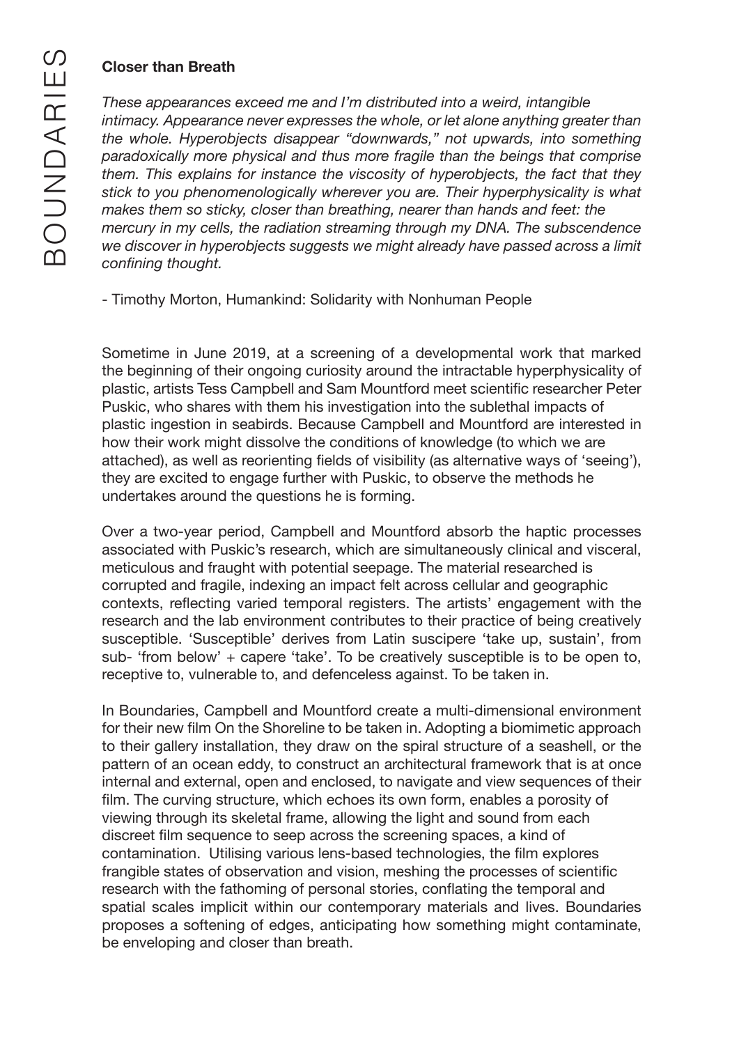**Closer than Breath**

*These appearances exceed me and I'm distributed into a weird, intangible intimacy. Appearance never expresses the whole, or let alone anything greater than the whole. Hyperobjects disappear "downwards," not upwards, into something paradoxically more physical and thus more fragile than the beings that comprise them. This explains for instance the viscosity of hyperobjects, the fact that they stick to you phenomenologically wherever you are. Their hyperphysicality is what makes them so sticky, closer than breathing, nearer than hands and feet: the mercury in my cells, the radiation streaming through my DNA. The subscendence we discover in hyperobjects suggests we might already have passed across a limit confining thought.*

- Timothy Morton, Humankind: Solidarity with Nonhuman People

Sometime in June 2019, at a screening of a developmental work that marked the beginning of their ongoing curiosity around the intractable hyperphysicality of plastic, artists Tess Campbell and Sam Mountford meet scientific researcher Peter Puskic, who shares with them his investigation into the sublethal impacts of plastic ingestion in seabirds. Because Campbell and Mountford are interested in how their work might dissolve the conditions of knowledge (to which we are attached), as well as reorienting fields of visibility (as alternative ways of 'seeing'), they are excited to engage further with Puskic, to observe the methods he undertakes around the questions he is forming.

Over a two-year period, Campbell and Mountford absorb the haptic processes associated with Puskic's research, which are simultaneously clinical and visceral, meticulous and fraught with potential seepage. The material researched is corrupted and fragile, indexing an impact felt across cellular and geographic contexts, reflecting varied temporal registers. The artists' engagement with the research and the lab environment contributes to their practice of being creatively susceptible. 'Susceptible' derives from Latin suscipere 'take up, sustain', from sub- 'from below' + capere 'take'. To be creatively susceptible is to be open to, receptive to, vulnerable to, and defenceless against. To be taken in.

In Boundaries, Campbell and Mountford create a multi-dimensional environment for their new film On the Shoreline to be taken in. Adopting a biomimetic approach to their gallery installation, they draw on the spiral structure of a seashell, or the pattern of an ocean eddy, to construct an architectural framework that is at once internal and external, open and enclosed, to navigate and view sequences of their film. The curving structure, which echoes its own form, enables a porosity of viewing through its skeletal frame, allowing the light and sound from each discreet film sequence to seep across the screening spaces, a kind of contamination. Utilising various lens-based technologies, the film explores frangible states of observation and vision, meshing the processes of scientific research with the fathoming of personal stories, conflating the temporal and spatial scales implicit within our contemporary materials and lives. Boundaries proposes a softening of edges, anticipating how something might contaminate, be enveloping and closer than breath.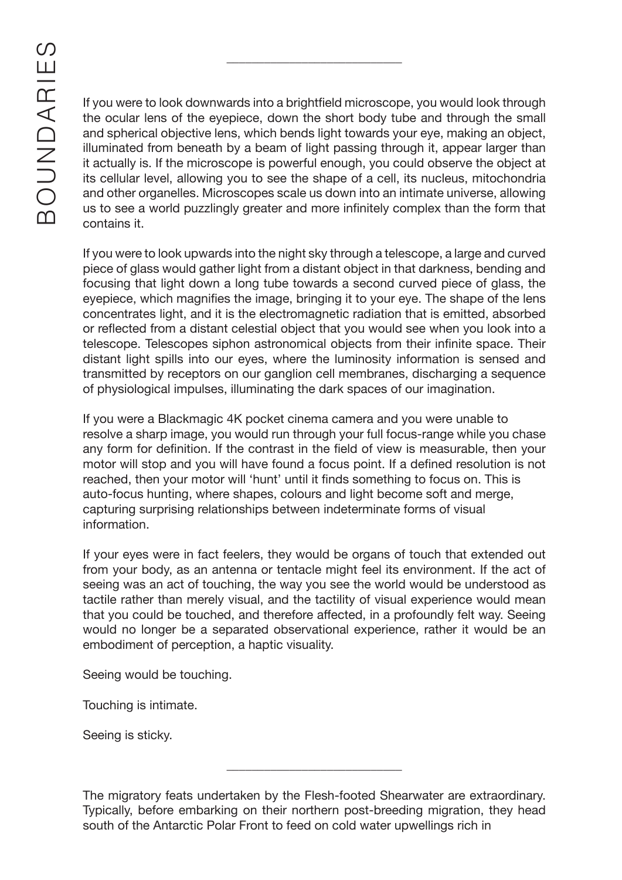---

If you were to look downwards into a brightfield microscope, you would look through the ocular lens of the eyepiece, down the short body tube and through the small and spherical objective lens, which bends light towards your eye, making an object, illuminated from beneath by a beam of light passing through it, appear larger than it actually is. If the microscope is powerful enough, you could observe the object at its cellular level, allowing you to see the shape of a cell, its nucleus, mitochondria and other organelles. Microscopes scale us down into an intimate universe, allowing us to see a world puzzlingly greater and more infinitely complex than the form that contains it.

If you were to look upwards into the night sky through a telescope, a large and curved piece of glass would gather light from a distant object in that darkness, bending and focusing that light down a long tube towards a second curved piece of glass, the eyepiece, which magnifies the image, bringing it to your eye. The shape of the lens concentrates light, and it is the electromagnetic radiation that is emitted, absorbed or reflected from a distant celestial object that you would see when you look into a telescope. Telescopes siphon astronomical objects from their infinite space. Their distant light spills into our eyes, where the luminosity information is sensed and transmitted by receptors on our ganglion cell membranes, discharging a sequence of physiological impulses, illuminating the dark spaces of our imagination.

If you were a Blackmagic 4K pocket cinema camera and you were unable to resolve a sharp image, you would run through your full focus-range while you chase any form for definition. If the contrast in the field of view is measurable, then your motor will stop and you will have found a focus point. If a defined resolution is not reached, then your motor will 'hunt' until it finds something to focus on. This is auto-focus hunting, where shapes, colours and light become soft and merge, capturing surprising relationships between indeterminate forms of visual information.

If your eyes were in fact feelers, they would be organs of touch that extended out from your body, as an antenna or tentacle might feel its environment. If the act of seeing was an act of touching, the way you see the world would be understood as tactile rather than merely visual, and the tactility of visual experience would mean that you could be touched, and therefore affected, in a profoundly felt way. Seeing would no longer be a separated observational experience, rather it would be an embodiment of perception, a haptic visuality.

Seeing would be touching.

Touching is intimate.

Seeing is sticky.

---

The migratory feats undertaken by the Flesh-footed Shearwater are extraordinary. Typically, before embarking on their northern post-breeding migration, they head south of the Antarctic Polar Front to feed on cold water upwellings rich in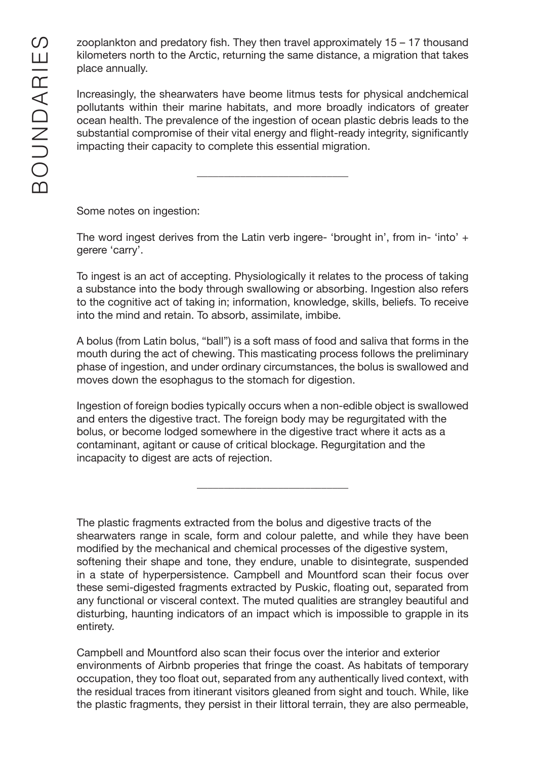zooplankton and predatory fish. They then travel approximately 15 – 17 thousand kilometers north to the Arctic, returning the same distance, a migration that takes place annually.

Increasingly, the shearwaters have beome litmus tests for physical andchemical pollutants within their marine habitats, and more broadly indicators of greater ocean health. The prevalence of the ingestion of ocean plastic debris leads to the substantial compromise of their vital energy and flight-ready integrity, significantly impacting their capacity to complete this essential migration.

---

Some notes on ingestion:

The word ingest derives from the Latin verb ingere- 'brought in', from in- 'into' + gerere 'carry'.

To ingest is an act of accepting. Physiologically it relates to the process of taking a substance into the body through swallowing or absorbing. Ingestion also refers to the cognitive act of taking in; information, knowledge, skills, beliefs. To receive into the mind and retain. To absorb, assimilate, imbibe.

A bolus (from Latin bolus, "ball") is a soft mass of food and saliva that forms in the mouth during the act of chewing. This masticating process follows the preliminary phase of ingestion, and under ordinary circumstances, the bolus is swallowed and moves down the esophagus to the stomach for digestion.

Ingestion of foreign bodies typically occurs when a non-edible object is swallowed and enters the digestive tract. The foreign body may be regurgitated with the bolus, or become lodged somewhere in the digestive tract where it acts as a contaminant, agitant or cause of critical blockage. Regurgitation and the incapacity to digest are acts of rejection.

---

The plastic fragments extracted from the bolus and digestive tracts of the shearwaters range in scale, form and colour palette, and while they have been modified by the mechanical and chemical processes of the digestive system, softening their shape and tone, they endure, unable to disintegrate, suspended in a state of hyperpersistence. Campbell and Mountford scan their focus over these semi-digested fragments extracted by Puskic, floating out, separated from any functional or visceral context. The muted qualities are strangley beautiful and disturbing, haunting indicators of an impact which is impossible to grapple in its entirety.

Campbell and Mountford also scan their focus over the interior and exterior environments of Airbnb properies that fringe the coast. As habitats of temporary occupation, they too float out, separated from any authentically lived context, with the residual traces from itinerant visitors gleaned from sight and touch. While, like the plastic fragments, they persist in their littoral terrain, they are also permeable,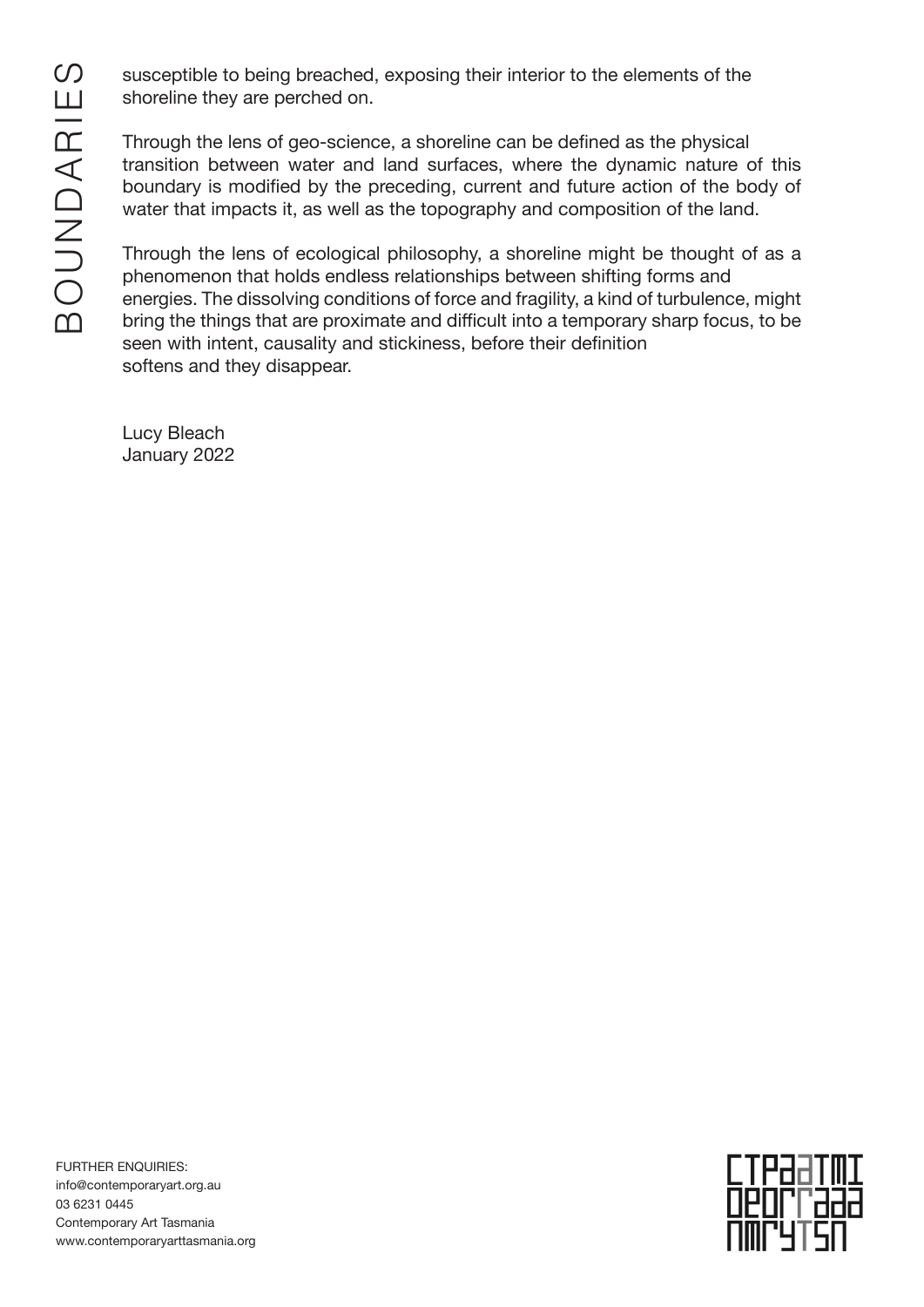susceptible to being breached, exposing their interior to the elements of the shoreline they are perched on.

Through the lens of geo-science, a shoreline can be defined as the physical transition between water and land surfaces, where the dynamic nature of this boundary is modified by the preceding, current and future action of the body of water that impacts it, as well as the topography and composition of the land.

Through the lens of ecological philosophy, a shoreline might be thought of as a phenomenon that holds endless relationships between shifting forms and energies. The dissolving conditions of force and fragility, a kind of turbulence, might bring the things that are proximate and difficult into a temporary sharp focus, to be seen with intent, causality and stickiness, before their definition softens and they disappear.

Lucy Bleach
January 2022

FURTHER ENQUIRIES:
info@contemporaryart.org.au
03 6231 0445
Contemporary Art Tasmania
www.contemporaryarttasmania.org